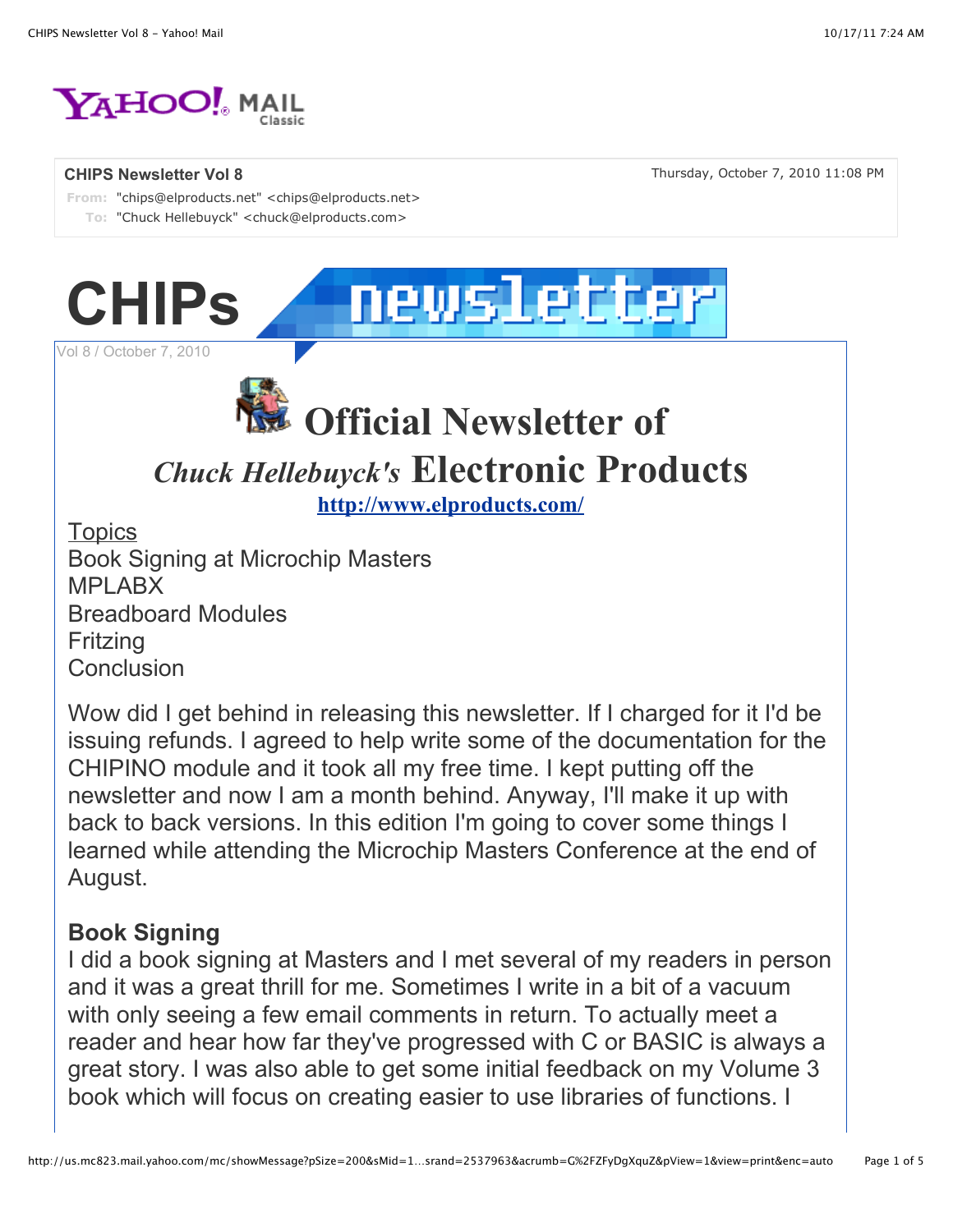**CHIPS Newsletter Vol 8**

Thursday, October 7, 2010 11:08 PM

From: "chips@elproducts.net" <chips@elproducts.net>
To: "Chuck Hellebuyck" <chuck@elproducts.com>

# CHIPs newsletter

Vol 8 / October 7, 2010

# Official Newsletter of

## *Chuck Hellebuyck's* Electronic Products

**http://www.elproducts.com/**

Topics
Book Signing at Microchip Masters
MPLABX
Breadboard Modules
Fritzing
Conclusion

Wow did I get behind in releasing this newsletter. If I charged for it I'd be issuing refunds. I agreed to help write some of the documentation for the CHIPINO module and it took all my free time. I kept putting off the newsletter and now I am a month behind. Anyway, I'll make it up with back to back versions. In this edition I'm going to cover some things I learned while attending the Microchip Masters Conference at the end of August.

### Book Signing

I did a book signing at Masters and I met several of my readers in person and it was a great thrill for me. Sometimes I write in a bit of a vacuum with only seeing a few email comments in return. To actually meet a reader and hear how far they've progressed with C or BASIC is always a great story. I was also able to get some initial feedback on my Volume 3 book which will focus on creating easier to use libraries of functions. I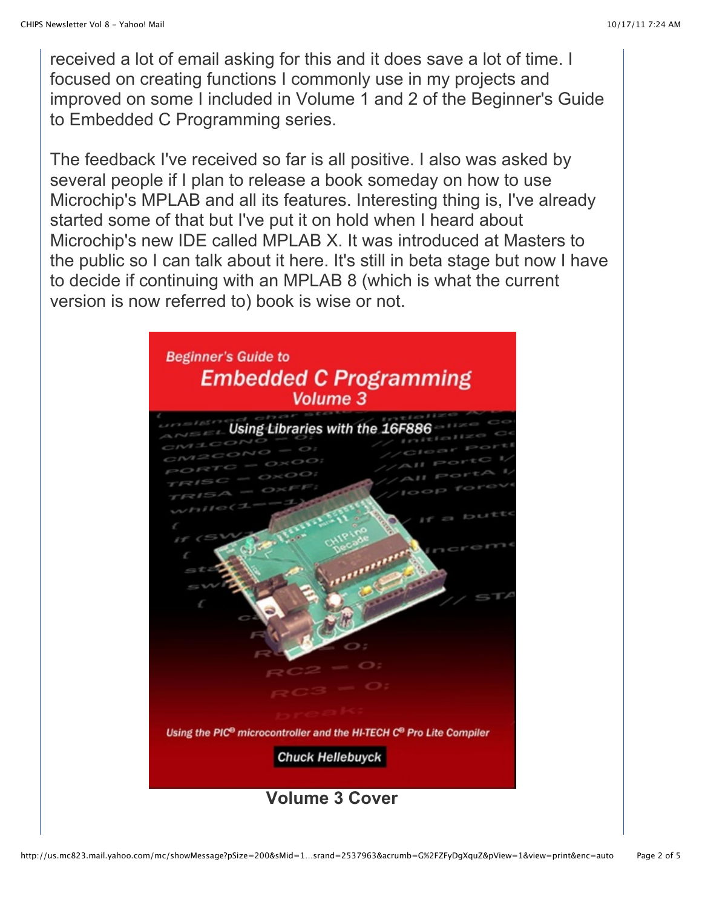received a lot of email asking for this and it does save a lot of time. I focused on creating functions I commonly use in my projects and improved on some I included in Volume 1 and 2 of the Beginner's Guide to Embedded C Programming series.

The feedback I've received so far is all positive. I also was asked by several people if I plan to release a book someday on how to use Microchip's MPLAB and all its features. Interesting thing is, I've already started some of that but I've put it on hold when I heard about Microchip's new IDE called MPLAB X. It was introduced at Masters to the public so I can talk about it here. It's still in beta stage but now I have to decide if continuing with an MPLAB 8 (which is what the current version is now referred to) book is wise or not.

**Volume 3 Cover**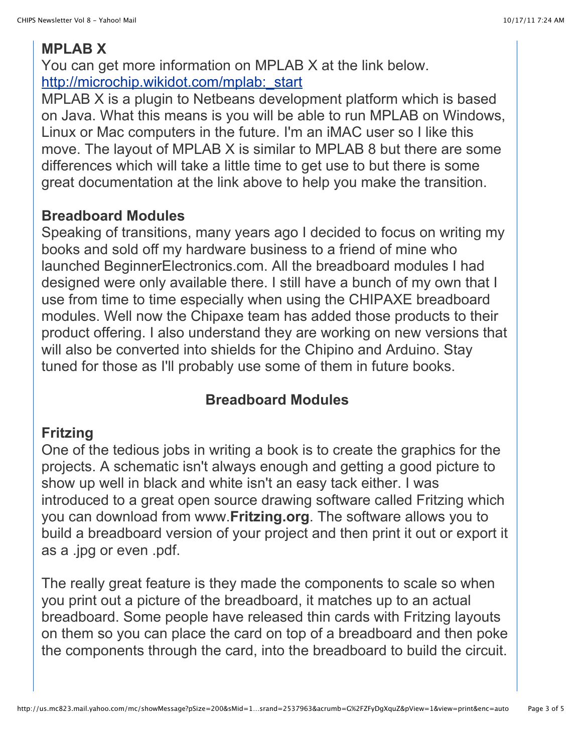**MPLAB X**

You can get more information on MPLAB X at the link below.
http://microchip.wikidot.com/mplab:_start
MPLAB X is a plugin to Netbeans development platform which is based on Java. What this means is you will be able to run MPLAB on Windows, Linux or Mac computers in the future. I'm an iMAC user so I like this move. The layout of MPLAB X is similar to MPLAB 8 but there are some differences which will take a little time to get use to but there is some great documentation at the link above to help you make the transition.

**Breadboard Modules**

Speaking of transitions, many years ago I decided to focus on writing my books and sold off my hardware business to a friend of mine who launched BeginnerElectronics.com. All the breadboard modules I had designed were only available there. I still have a bunch of my own that I use from time to time especially when using the CHIPAXE breadboard modules. Well now the Chipaxe team has added those products to their product offering. I also understand they are working on new versions that will also be converted into shields for the Chipino and Arduino. Stay tuned for those as I'll probably use some of them in future books.

**Breadboard Modules**

**Fritzing**

One of the tedious jobs in writing a book is to create the graphics for the projects. A schematic isn't always enough and getting a good picture to show up well in black and white isn't an easy tack either. I was introduced to a great open source drawing software called Fritzing which you can download from www.**Fritzing.org**. The software allows you to build a breadboard version of your project and then print it out or export it as a .jpg or even .pdf.

The really great feature is they made the components to scale so when you print out a picture of the breadboard, it matches up to an actual breadboard. Some people have released thin cards with Fritzing layouts on them so you can place the card on top of a breadboard and then poke the components through the card, into the breadboard to build the circuit.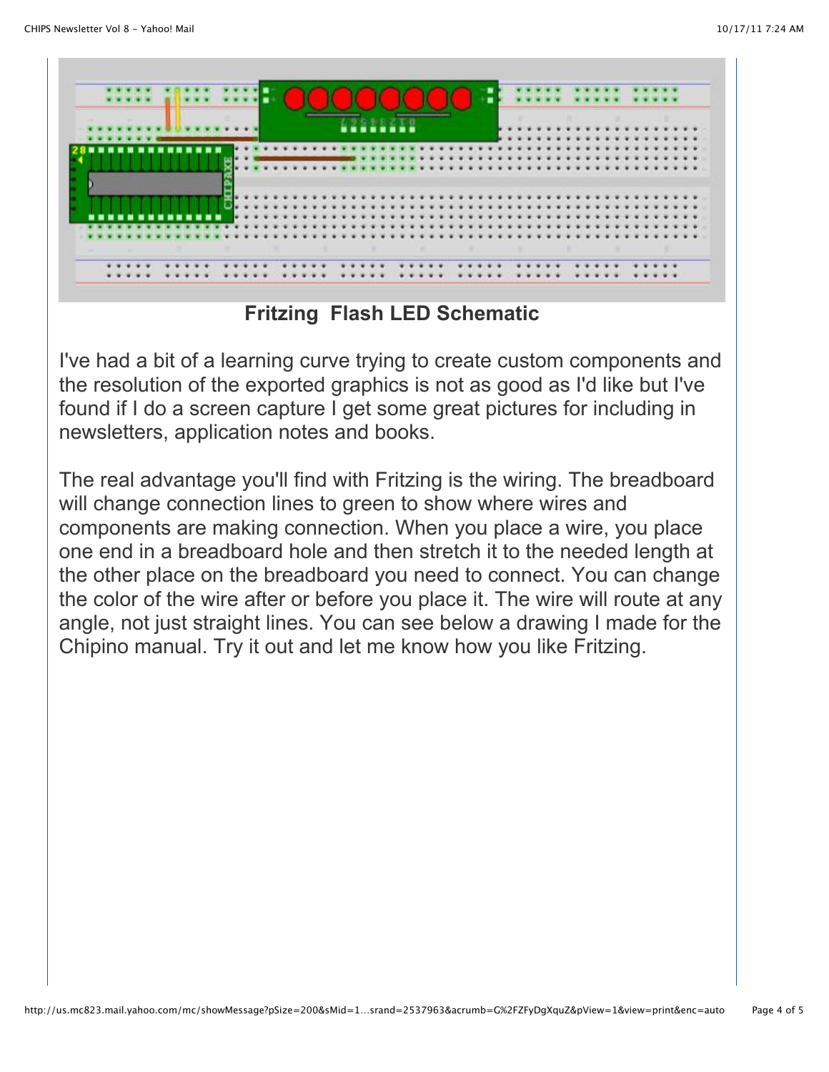**Fritzing Flash LED Schematic**

I've had a bit of a learning curve trying to create custom components and the resolution of the exported graphics is not as good as I'd like but I've found if I do a screen capture I get some great pictures for including in newsletters, application notes and books.

The real advantage you'll find with Fritzing is the wiring. The breadboard will change connection lines to green to show where wires and components are making connection. When you place a wire, you place one end in a breadboard hole and then stretch it to the needed length at the other place on the breadboard you need to connect. You can change the color of the wire after or before you place it. The wire will route at any angle, not just straight lines. You can see below a drawing I made for the Chipino manual. Try it out and let me know how you like Fritzing.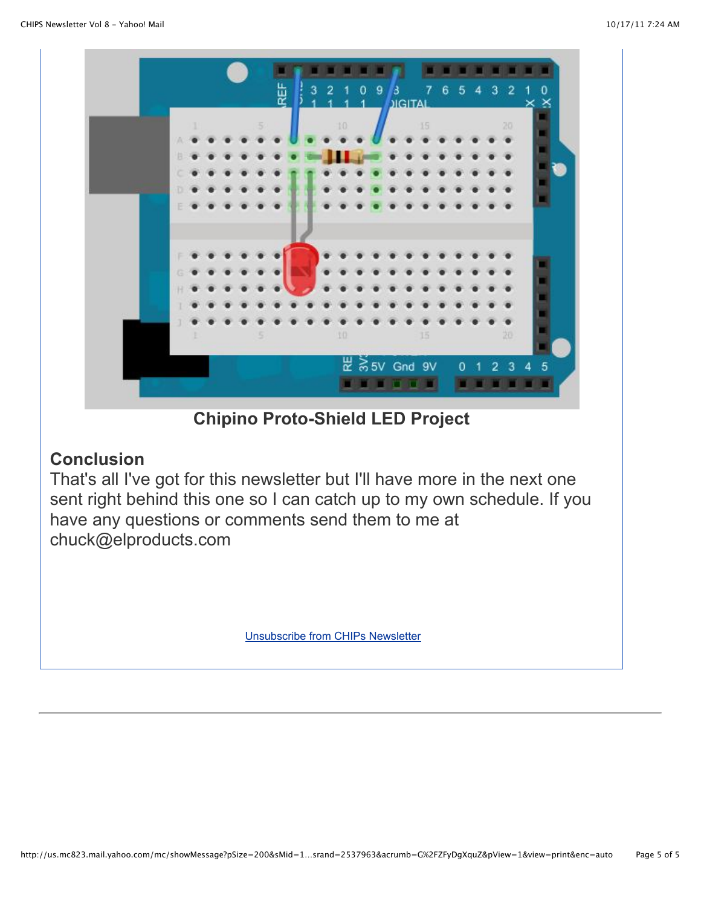**Chipino Proto-Shield LED Project**

## Conclusion

That's all I've got for this newsletter but I'll have more in the next one sent right behind this one so I can catch up to my own schedule. If you have any questions or comments send them to me at chuck@elproducts.com

Unsubscribe from CHIPs Newsletter